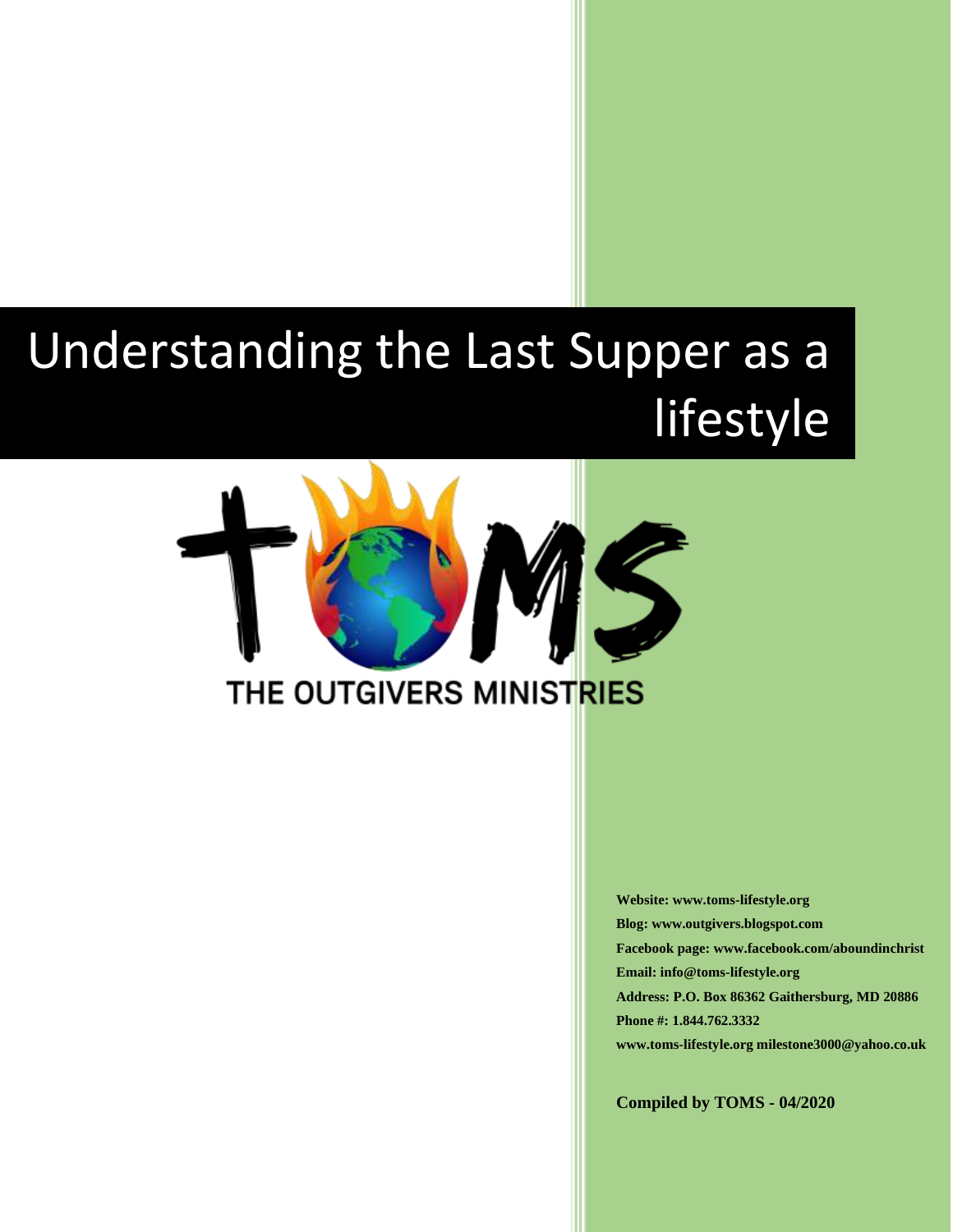# Understanding the Last Supper as a lifestyle

THE OUTGIVERS MINISTRIES

**Website: www.toms-lifestyle.org**

**Blog: www.outgivers.blogspot.com**

**Facebook page: www.facebook.com/aboundinchrist**

**Email: info@toms-lifestyle.org**

**Address: P.O. Box 86362 Gaithersburg, MD 20886**

**Phone #: 1.844.762.3332**

**www.toms-lifestyle.org milestone3000@yahoo.co.uk**

**Compiled by TOMS - 04/2020**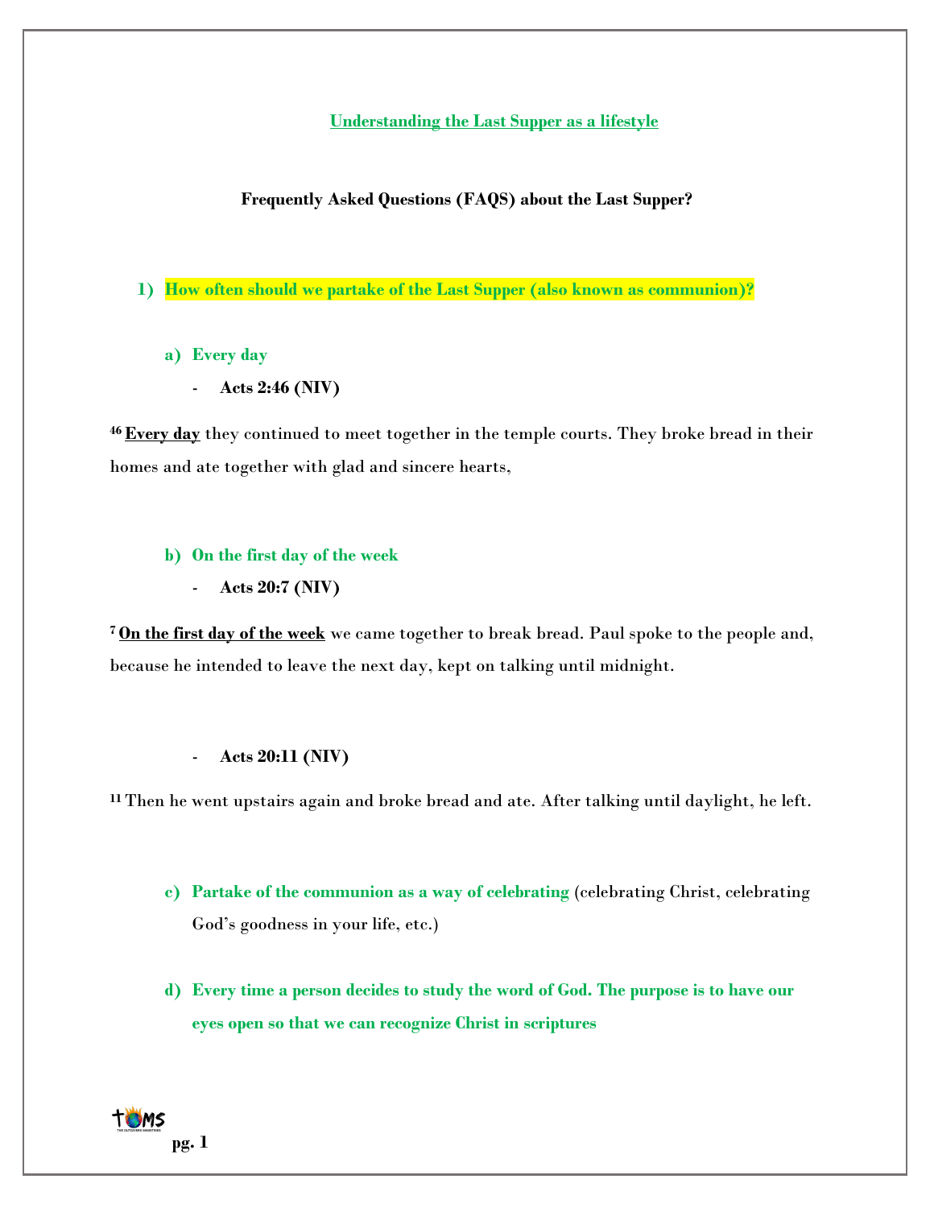## Understanding the Last Supper as a lifestyle

**Frequently Asked Questions (FAQS) about the Last Supper?**

1) **How often should we partake of the Last Supper (also known as communion)?**

   a) **Every day**

   - **Acts 2:46 (NIV)**

[46] **Every day** they continued to meet together in the temple courts. They broke bread in their homes and ate together with glad and sincere hearts,

   b) **On the first day of the week**

   - **Acts 20:7 (NIV)**

[7] **On the first day of the week** we came together to break bread. Paul spoke to the people and, because he intended to leave the next day, kept on talking until midnight.

   - **Acts 20:11 (NIV)**

[11] Then he went upstairs again and broke bread and ate. After talking until daylight, he left.

   c) **Partake of the communion as a way of celebrating** (celebrating Christ, celebrating God's goodness in your life, etc.)

   d) **Every time a person decides to study the word of God. The purpose is to have our eyes open so that we can recognize Christ in scriptures**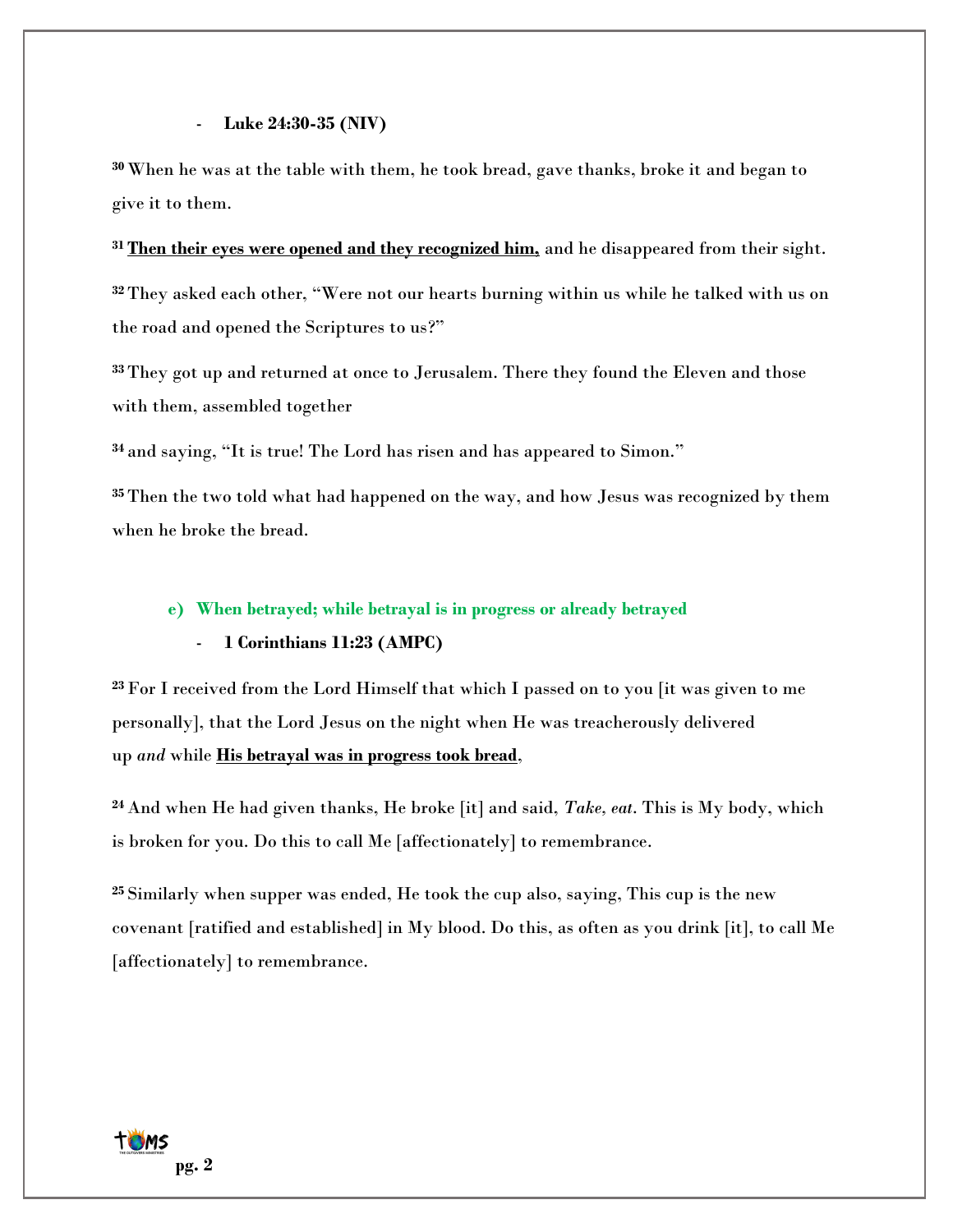- **Luke 24:30-35 (NIV)**

[30] When he was at the table with them, he took bread, gave thanks, broke it and began to give it to them.

[31] **<u>Then their eyes were opened and they recognized him,</u>** and he disappeared from their sight.

[32] They asked each other, “Were not our hearts burning within us while he talked with us on the road and opened the Scriptures to us?”

[33] They got up and returned at once to Jerusalem. There they found the Eleven and those with them, assembled together

[34] and saying, “It is true! The Lord has risen and has appeared to Simon.”

[35] Then the two told what had happened on the way, and how Jesus was recognized by them when he broke the bread.

**e) When betrayed; while betrayal is in progress or already betrayed**

- **1 Corinthians 11:23 (AMPC)**

[23] For I received from the Lord Himself that which I passed on to you [it was given to me personally], that the Lord Jesus on the night when He was treacherously delivered up *and* while **<u>His betrayal was in progress took bread</u>**,

[24] And when He had given thanks, He broke [it] and said, *Take, eat*. This is My body, which is broken for you. Do this to call Me [affectionately] to remembrance.

[25] Similarly when supper was ended, He took the cup also, saying, This cup is the new covenant [ratified and established] in My blood. Do this, as often as you drink [it], to call Me [affectionately] to remembrance.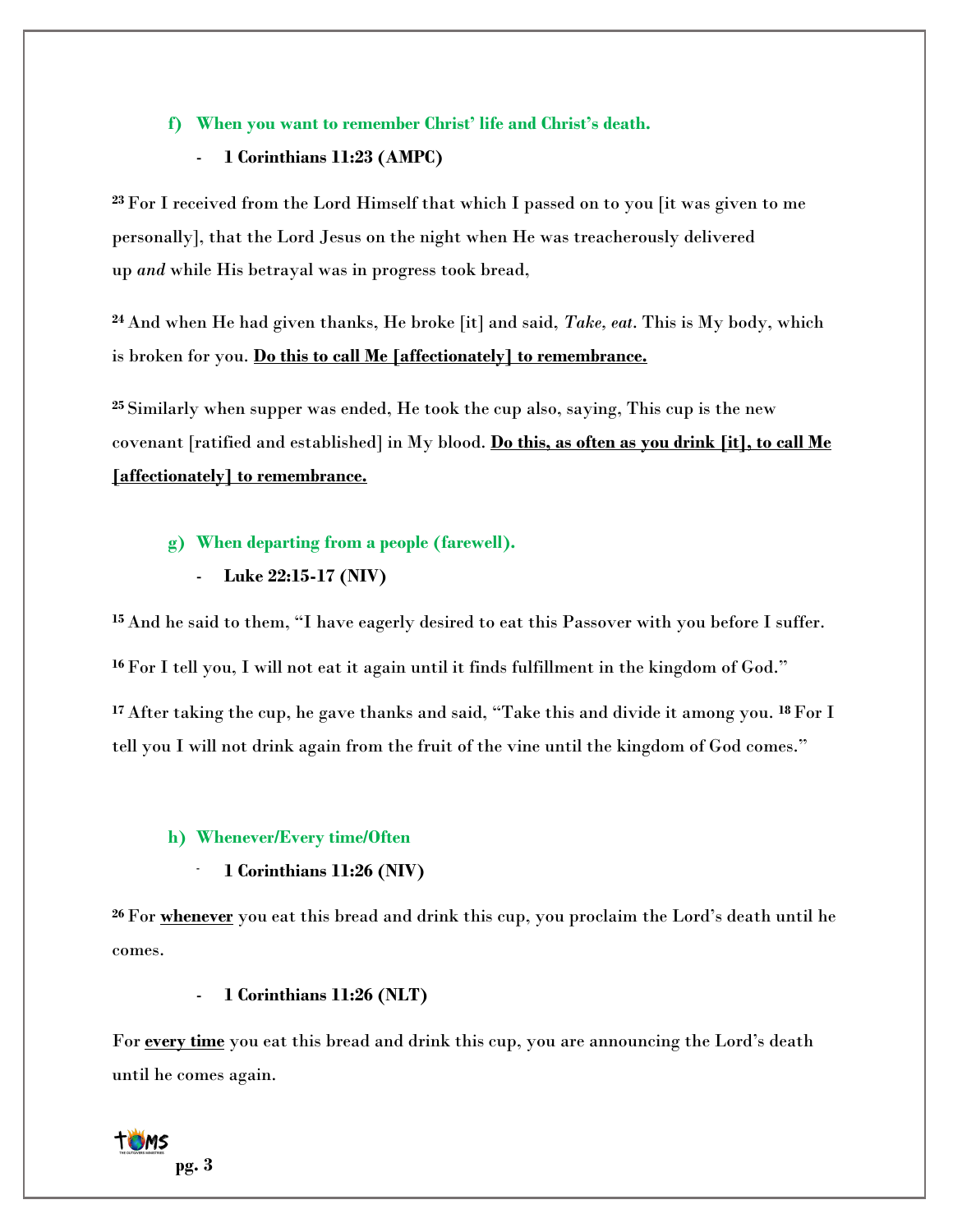**f) When you want to remember Christ' life and Christ's death.**

- **1 Corinthians 11:23 (AMPC)**

[23] For I received from the Lord Himself that which I passed on to you [it was given to me personally], that the Lord Jesus on the night when He was treacherously delivered up *and* while His betrayal was in progress took bread,

[24] And when He had given thanks, He broke [it] and said, *Take, eat*. This is My body, which is broken for you. **Do this to call Me [affectionately] to remembrance.**

[25] Similarly when supper was ended, He took the cup also, saying, This cup is the new covenant [ratified and established] in My blood. **Do this, as often as you drink [it], to call Me [affectionately] to remembrance.**

**g) When departing from a people (farewell).**

- **Luke 22:15-17 (NIV)**

[15] And he said to them, "I have eagerly desired to eat this Passover with you before I suffer.

[16] For I tell you, I will not eat it again until it finds fulfillment in the kingdom of God."

[17] After taking the cup, he gave thanks and said, "Take this and divide it among you. [18] For I tell you I will not drink again from the fruit of the vine until the kingdom of God comes."

**h) Whenever/Every time/Often**

- **1 Corinthians 11:26 (NIV)**

[26] For **whenever** you eat this bread and drink this cup, you proclaim the Lord's death until he comes.

- **1 Corinthians 11:26 (NLT)**

For **every time** you eat this bread and drink this cup, you are announcing the Lord's death until he comes again.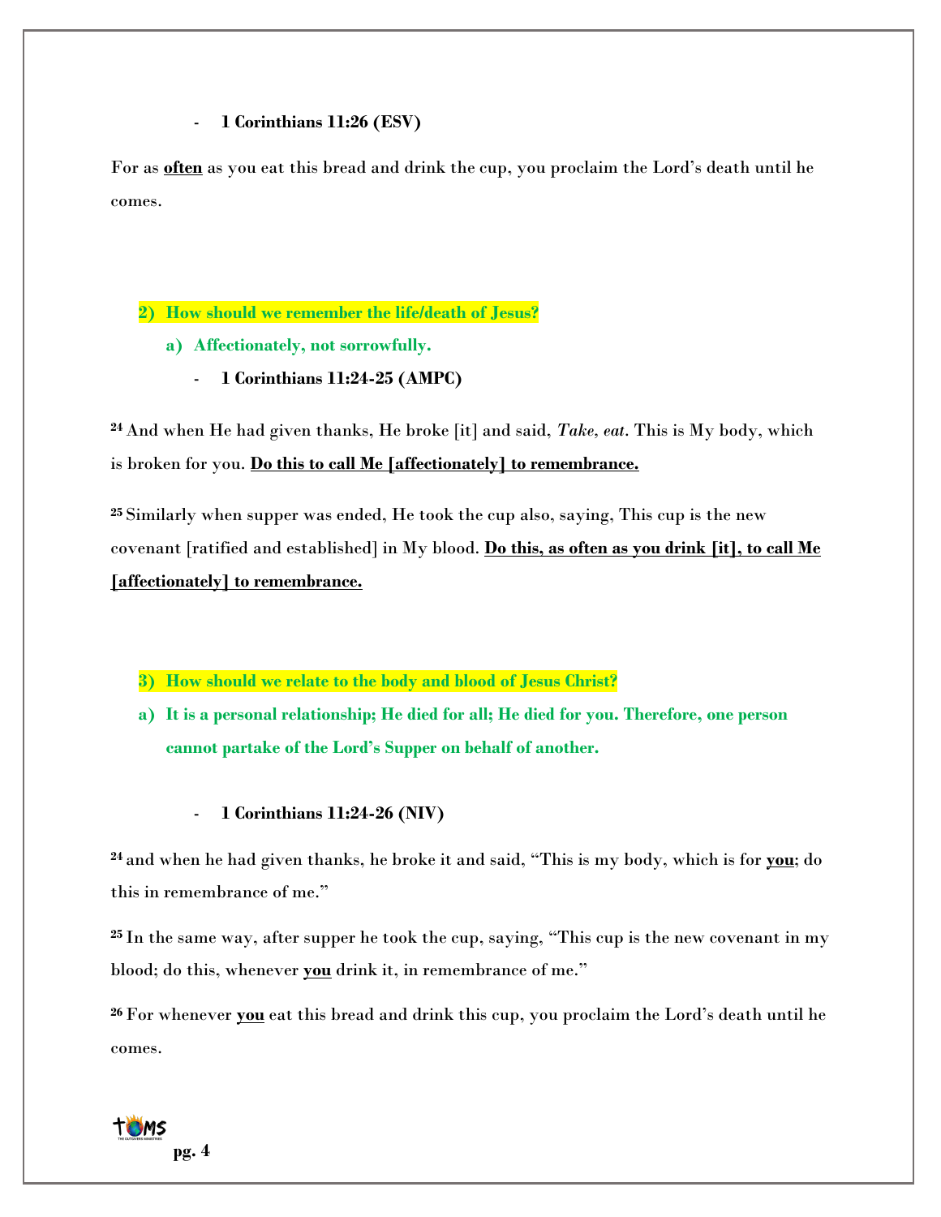- **1 Corinthians 11:26 (ESV)**

For as **often** as you eat this bread and drink the cup, you proclaim the Lord's death until he comes.

**2) How should we remember the life/death of Jesus?**

**a) Affectionately, not sorrowfully.**

- **1 Corinthians 11:24-25 (AMPC)**

[24] And when He had given thanks, He broke [it] and said, *Take, eat*. This is My body, which is broken for you. **Do this to call Me [affectionately] to remembrance.**

[25] Similarly when supper was ended, He took the cup also, saying, This cup is the new covenant [ratified and established] in My blood. **Do this, as often as you drink [it], to call Me [affectionately] to remembrance.**

**3) How should we relate to the body and blood of Jesus Christ?**

**a) It is a personal relationship; He died for all; He died for you. Therefore, one person cannot partake of the Lord's Supper on behalf of another.**

- **1 Corinthians 11:24-26 (NIV)**

[24] and when he had given thanks, he broke it and said, "This is my body, which is for **you**; do this in remembrance of me."

[25] In the same way, after supper he took the cup, saying, "This cup is the new covenant in my blood; do this, whenever **you** drink it, in remembrance of me."

[26] For whenever **you** eat this bread and drink this cup, you proclaim the Lord's death until he comes.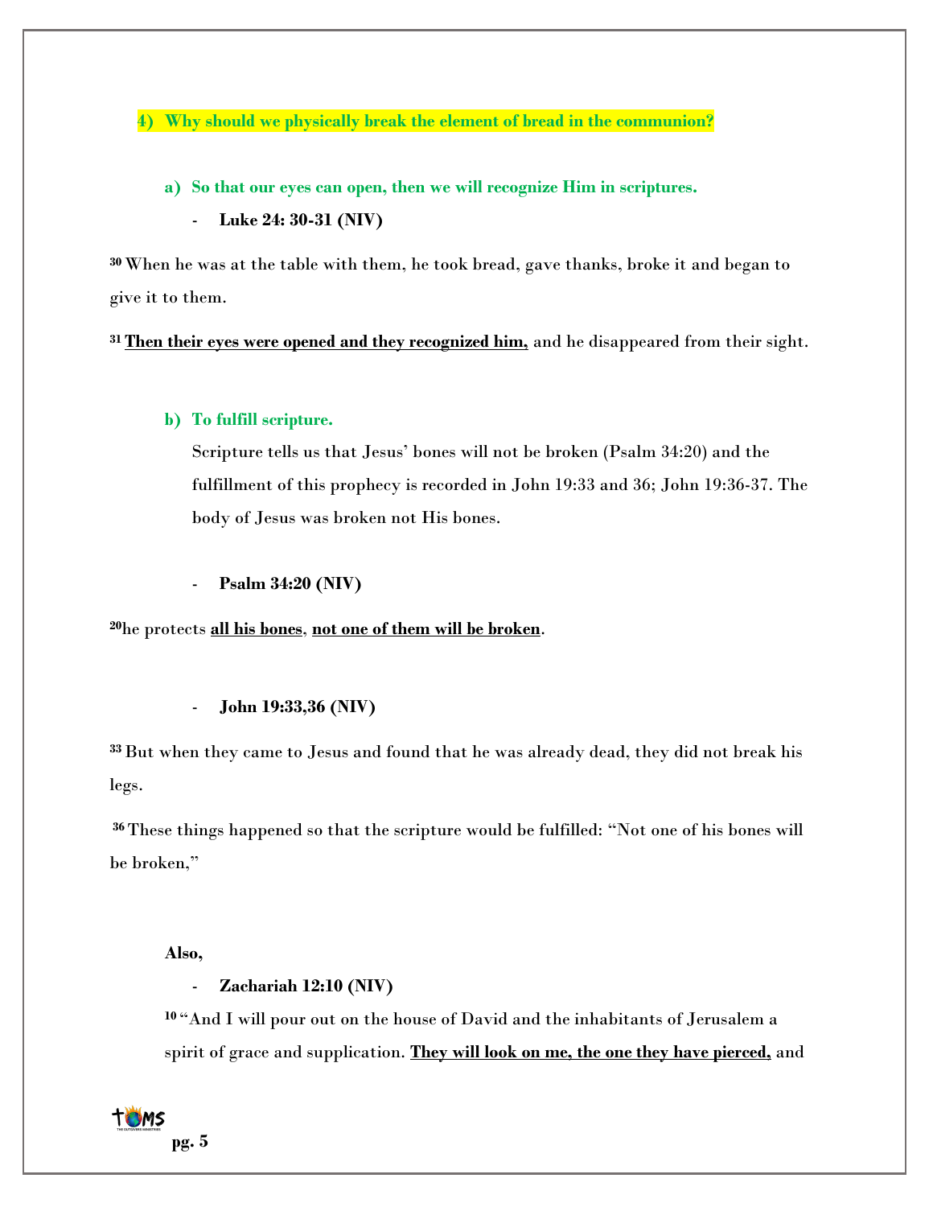## 4) Why should we physically break the element of bread in the communion?

**a) So that our eyes can open, then we will recognize Him in scriptures.**

- **Luke 24: 30-31 (NIV)**

[30] When he was at the table with them, he took bread, gave thanks, broke it and began to give it to them.

[31] **Then their eyes were opened and they recognized him,** and he disappeared from their sight.

**b) To fulfill scripture.**

Scripture tells us that Jesus' bones will not be broken (Psalm 34:20) and the fulfillment of this prophecy is recorded in John 19:33 and 36; John 19:36-37. The body of Jesus was broken not His bones.

- **Psalm 34:20 (NIV)**

[20]he protects **all his bones**, **not one of them will be broken**.

- **John 19:33,36 (NIV)**

[33] But when they came to Jesus and found that he was already dead, they did not break his legs.

[36] These things happened so that the scripture would be fulfilled: "Not one of his bones will be broken,"

**Also,**

- **Zachariah 12:10 (NIV)**

[10] "And I will pour out on the house of David and the inhabitants of Jerusalem a spirit of grace and supplication. **They will look on me, the one they have pierced,** and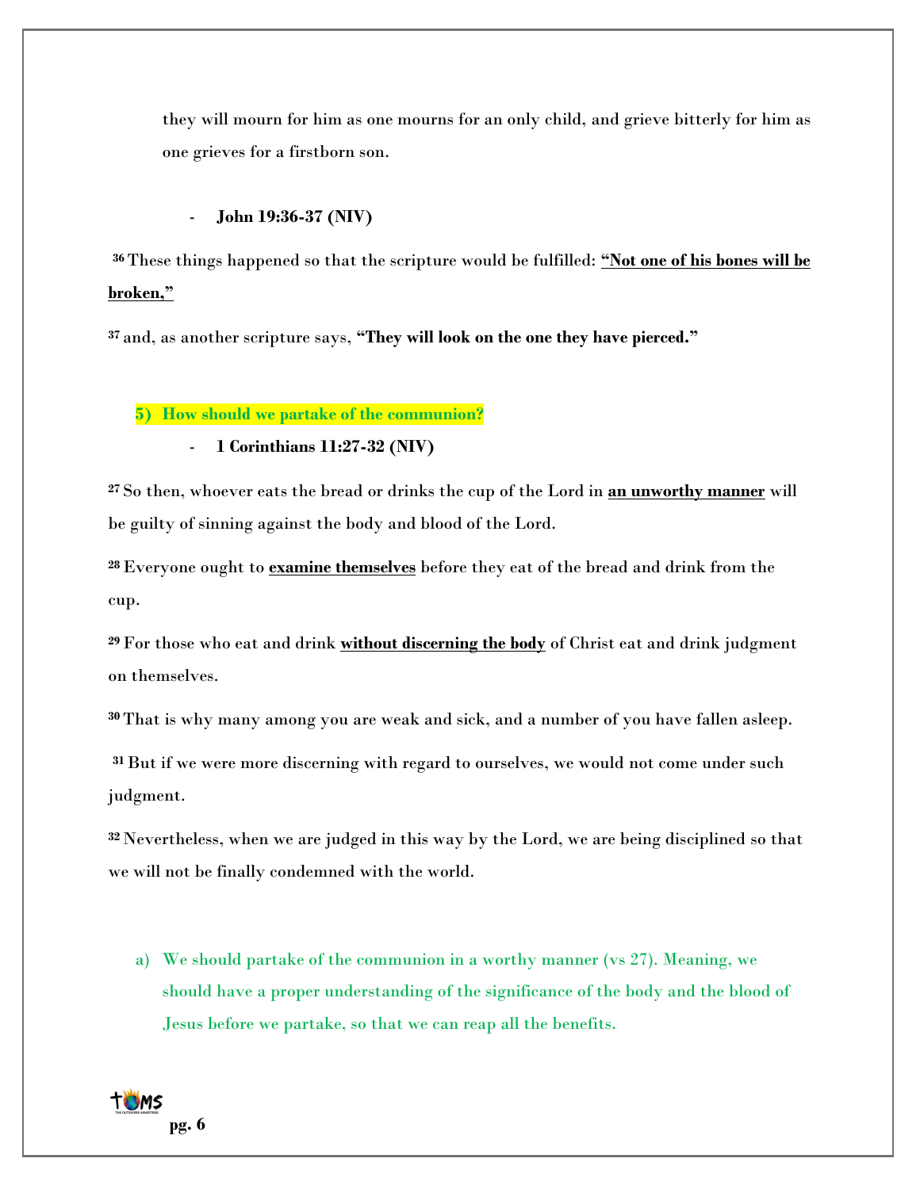they will mourn for him as one mourns for an only child, and grieve bitterly for him as one grieves for a firstborn son.

- **John 19:36-37 (NIV)**

[36] These things happened so that the scripture would be fulfilled: <u>**"Not one of his bones will be broken,"**</u>

[37] and, as another scripture says, **"They will look on the one they have pierced."**

### 5) How should we partake of the communion?

- **1 Corinthians 11:27-32 (NIV)**

[27] So then, whoever eats the bread or drinks the cup of the Lord in <u>**an unworthy manner**</u> will be guilty of sinning against the body and blood of the Lord.

[28] Everyone ought to <u>**examine themselves**</u> before they eat of the bread and drink from the cup.

[29] For those who eat and drink <u>**without discerning the body**</u> of Christ eat and drink judgment on themselves.

[30] That is why many among you are weak and sick, and a number of you have fallen asleep.

[31] But if we were more discerning with regard to ourselves, we would not come under such judgment.

[32] Nevertheless, when we are judged in this way by the Lord, we are being disciplined so that we will not be finally condemned with the world.

a) We should partake of the communion in a worthy manner (vs 27). Meaning, we should have a proper understanding of the significance of the body and the blood of Jesus before we partake, so that we can reap all the benefits.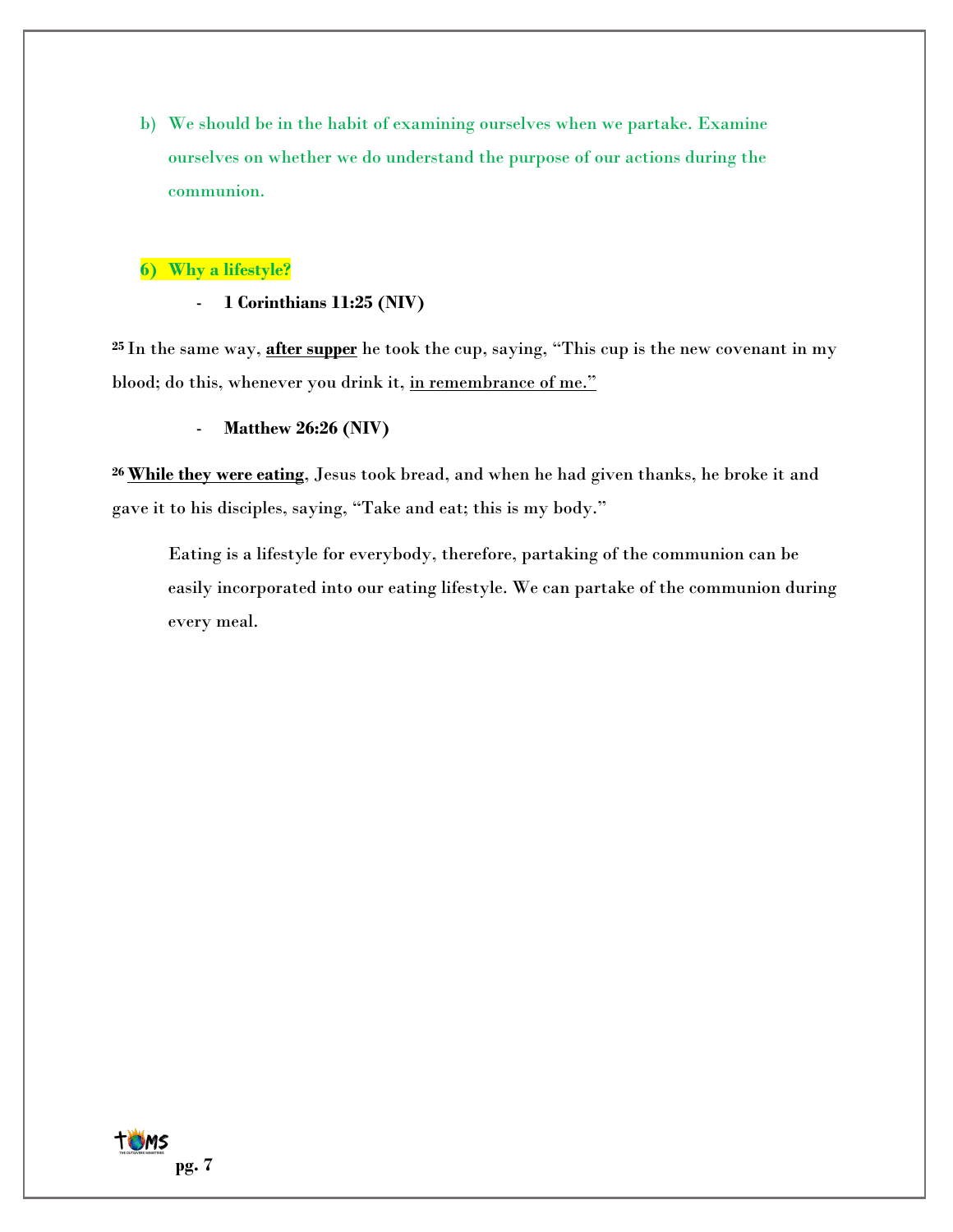b) We should be in the habit of examining ourselves when we partake. Examine ourselves on whether we do understand the purpose of our actions during the communion.

## 6) Why a lifestyle?

- **1 Corinthians 11:25 (NIV)**

25 In the same way, **after supper** he took the cup, saying, "This cup is the new covenant in my blood; do this, whenever you drink it, in remembrance of me."

- **Matthew 26:26 (NIV)**

26 **While they were eating**, Jesus took bread, and when he had given thanks, he broke it and gave it to his disciples, saying, "Take and eat; this is my body."

Eating is a lifestyle for everybody, therefore, partaking of the communion can be easily incorporated into our eating lifestyle. We can partake of the communion during every meal.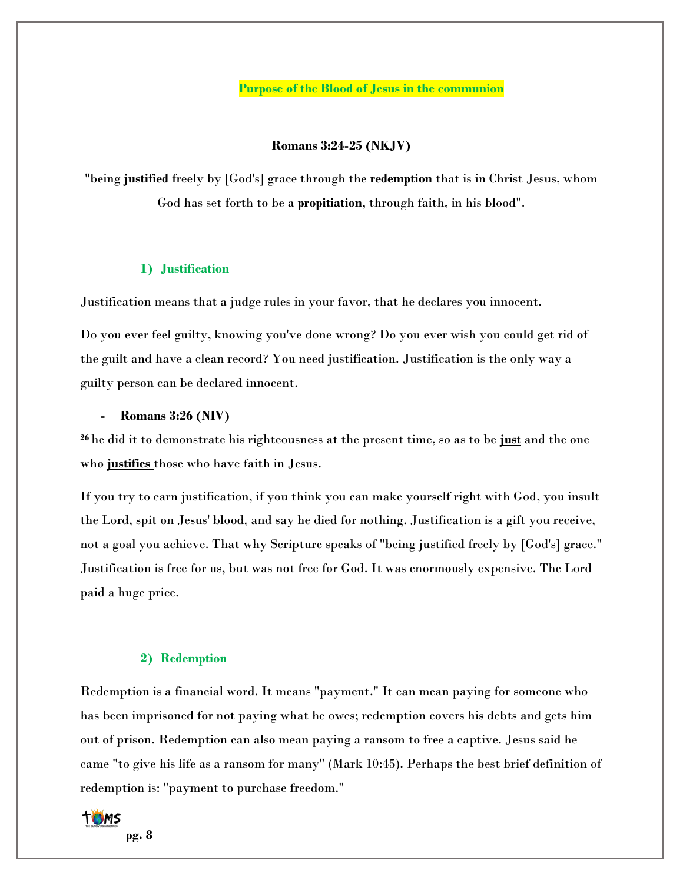## Purpose of the Blood of Jesus in the communion

**Romans 3:24-25 (NKJV)**

"being **justified** freely by [God's] grace through the **redemption** that is in Christ Jesus, whom God has set forth to be a **propitiation**, through faith, in his blood".

### 1) Justification

Justification means that a judge rules in your favor, that he declares you innocent.

Do you ever feel guilty, knowing you've done wrong? Do you ever wish you could get rid of the guilt and have a clean record? You need justification. Justification is the only way a guilty person can be declared innocent.

- **Romans 3:26 (NIV)**

**26** he did it to demonstrate his righteousness at the present time, so as to be **just** and the one who **justifies** those who have faith in Jesus.

If you try to earn justification, if you think you can make yourself right with God, you insult the Lord, spit on Jesus' blood, and say he died for nothing. Justification is a gift you receive, not a goal you achieve. That why Scripture speaks of "being justified freely by [God's] grace." Justification is free for us, but was not free for God. It was enormously expensive. The Lord paid a huge price.

### 2) Redemption

Redemption is a financial word. It means "payment." It can mean paying for someone who has been imprisoned for not paying what he owes; redemption covers his debts and gets him out of prison. Redemption can also mean paying a ransom to free a captive. Jesus said he came "to give his life as a ransom for many" (Mark 10:45). Perhaps the best brief definition of redemption is: "payment to purchase freedom."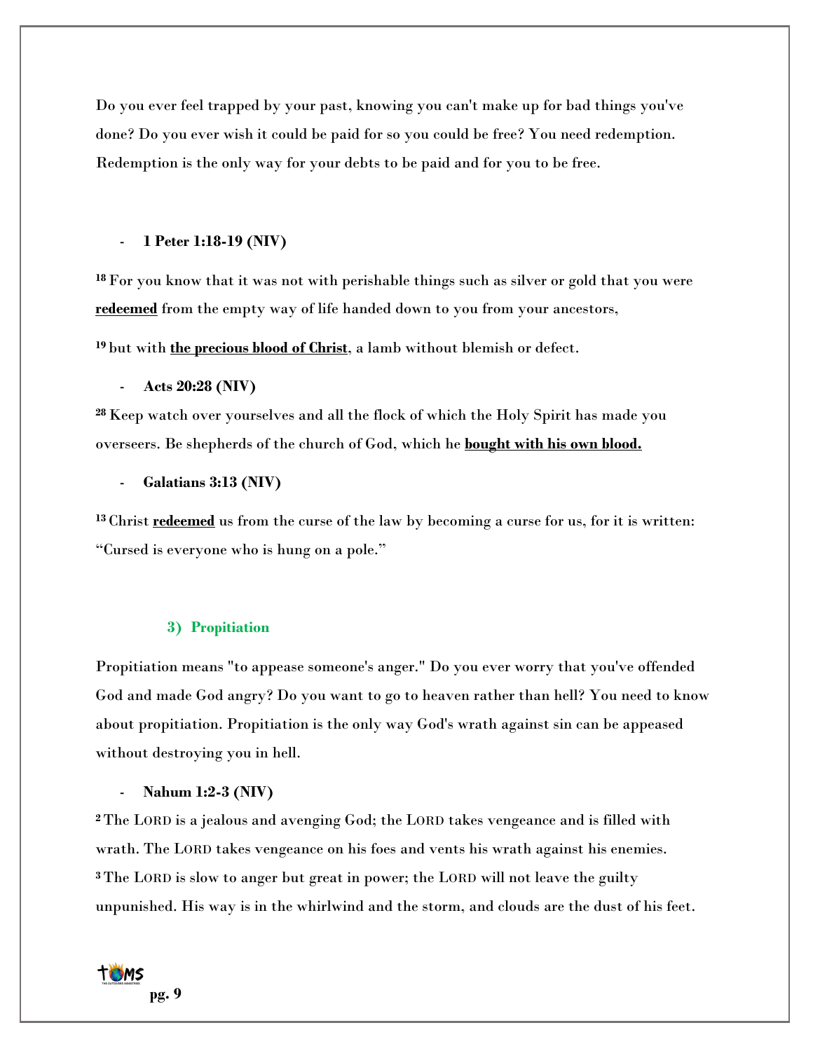Do you ever feel trapped by your past, knowing you can't make up for bad things you've done? Do you ever wish it could be paid for so you could be free? You need redemption. Redemption is the only way for your debts to be paid and for you to be free.

- **1 Peter 1:18-19 (NIV)**

**18** For you know that it was not with perishable things such as silver or gold that you were **redeemed** from the empty way of life handed down to you from your ancestors,

**19** but with **the precious blood of Christ**, a lamb without blemish or defect.

- **Acts 20:28 (NIV)**

**28** Keep watch over yourselves and all the flock of which the Holy Spirit has made you overseers. Be shepherds of the church of God, which he **bought with his own blood.**

- **Galatians 3:13 (NIV)**

**13** Christ **redeemed** us from the curse of the law by becoming a curse for us, for it is written: "Cursed is everyone who is hung on a pole."

### 3) Propitiation

Propitiation means "to appease someone's anger." Do you ever worry that you've offended God and made God angry? Do you want to go to heaven rather than hell? You need to know about propitiation. Propitiation is the only way God's wrath against sin can be appeased without destroying you in hell.

- **Nahum 1:2-3 (NIV)**

**2** The LORD is a jealous and avenging God; the LORD takes vengeance and is filled with wrath. The LORD takes vengeance on his foes and vents his wrath against his enemies.
**3** The LORD is slow to anger but great in power; the LORD will not leave the guilty unpunished. His way is in the whirlwind and the storm, and clouds are the dust of his feet.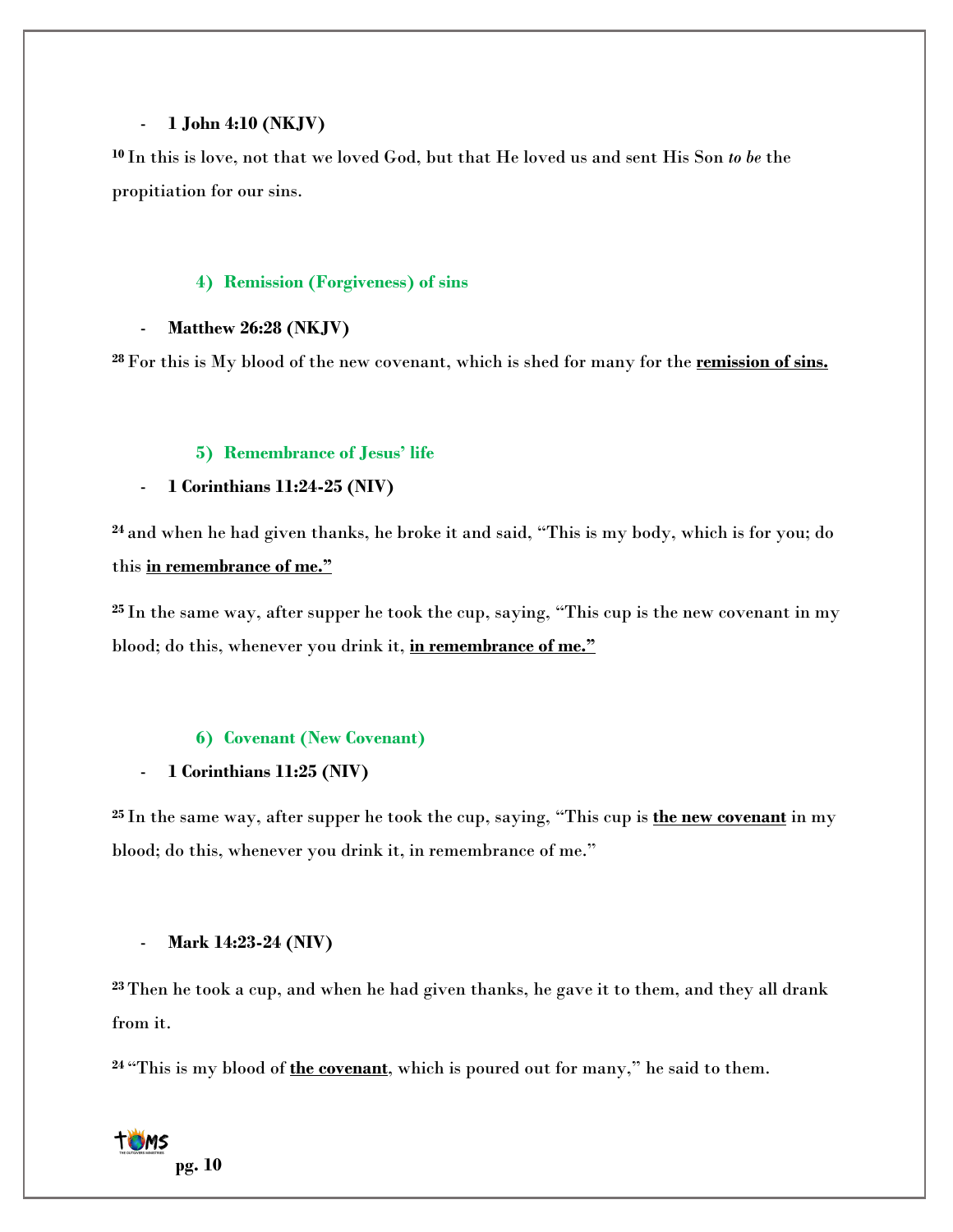- **1 John 4:10 (NKJV)**

[10] In this is love, not that we loved God, but that He loved us and sent His Son *to be* the propitiation for our sins.

### 4) Remission (Forgiveness) of sins

- **Matthew 26:28 (NKJV)**

[28] For this is My blood of the new covenant, which is shed for many for the **remission of sins.**

### 5) Remembrance of Jesus' life

- **1 Corinthians 11:24-25 (NIV)**

[24] and when he had given thanks, he broke it and said, "This is my body, which is for you; do this **in remembrance of me."**

[25] In the same way, after supper he took the cup, saying, "This cup is the new covenant in my blood; do this, whenever you drink it, **in remembrance of me."**

### 6) Covenant (New Covenant)

- **1 Corinthians 11:25 (NIV)**

[25] In the same way, after supper he took the cup, saying, "This cup is **the new covenant** in my blood; do this, whenever you drink it, in remembrance of me."

- **Mark 14:23-24 (NIV)**

[23] Then he took a cup, and when he had given thanks, he gave it to them, and they all drank from it.

[24] "This is my blood of **the covenant**, which is poured out for many," he said to them.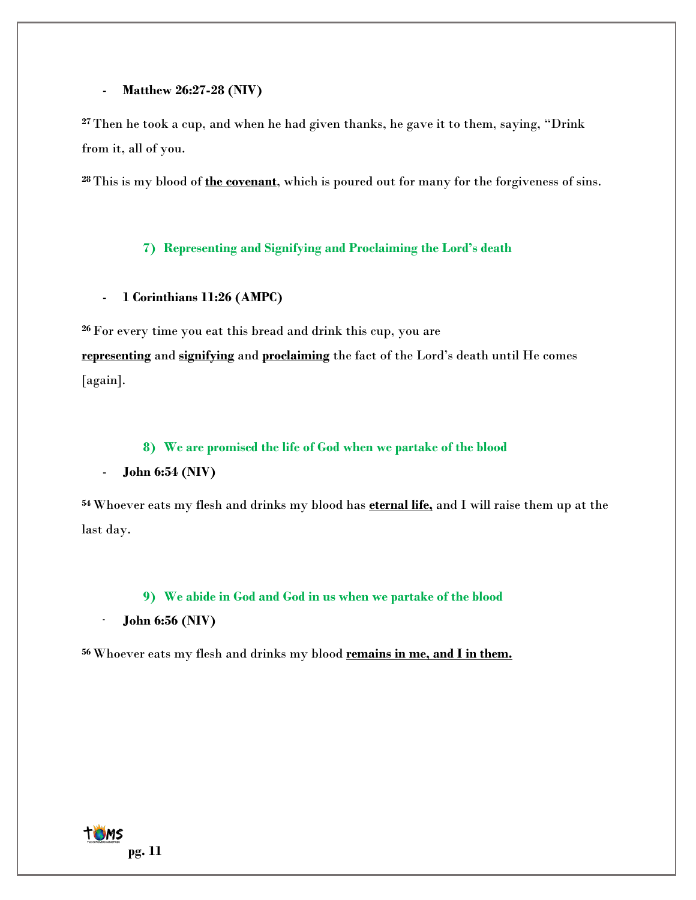- **Matthew 26:27-28 (NIV)**

[27] Then he took a cup, and when he had given thanks, he gave it to them, saying, "Drink from it, all of you.

[28] This is my blood of **the covenant**, which is poured out for many for the forgiveness of sins.

### 7) Representing and Signifying and Proclaiming the Lord's death

- **1 Corinthians 11:26 (AMPC)**

[26] For every time you eat this bread and drink this cup, you are **representing** and **signifying** and **proclaiming** the fact of the Lord's death until He comes [again].

### 8) We are promised the life of God when we partake of the blood

- **John 6:54 (NIV)**

[54] Whoever eats my flesh and drinks my blood has **eternal life,** and I will raise them up at the last day.

### 9) We abide in God and God in us when we partake of the blood

- **John 6:56 (NIV)**

[56] Whoever eats my flesh and drinks my blood **remains in me, and I in them.**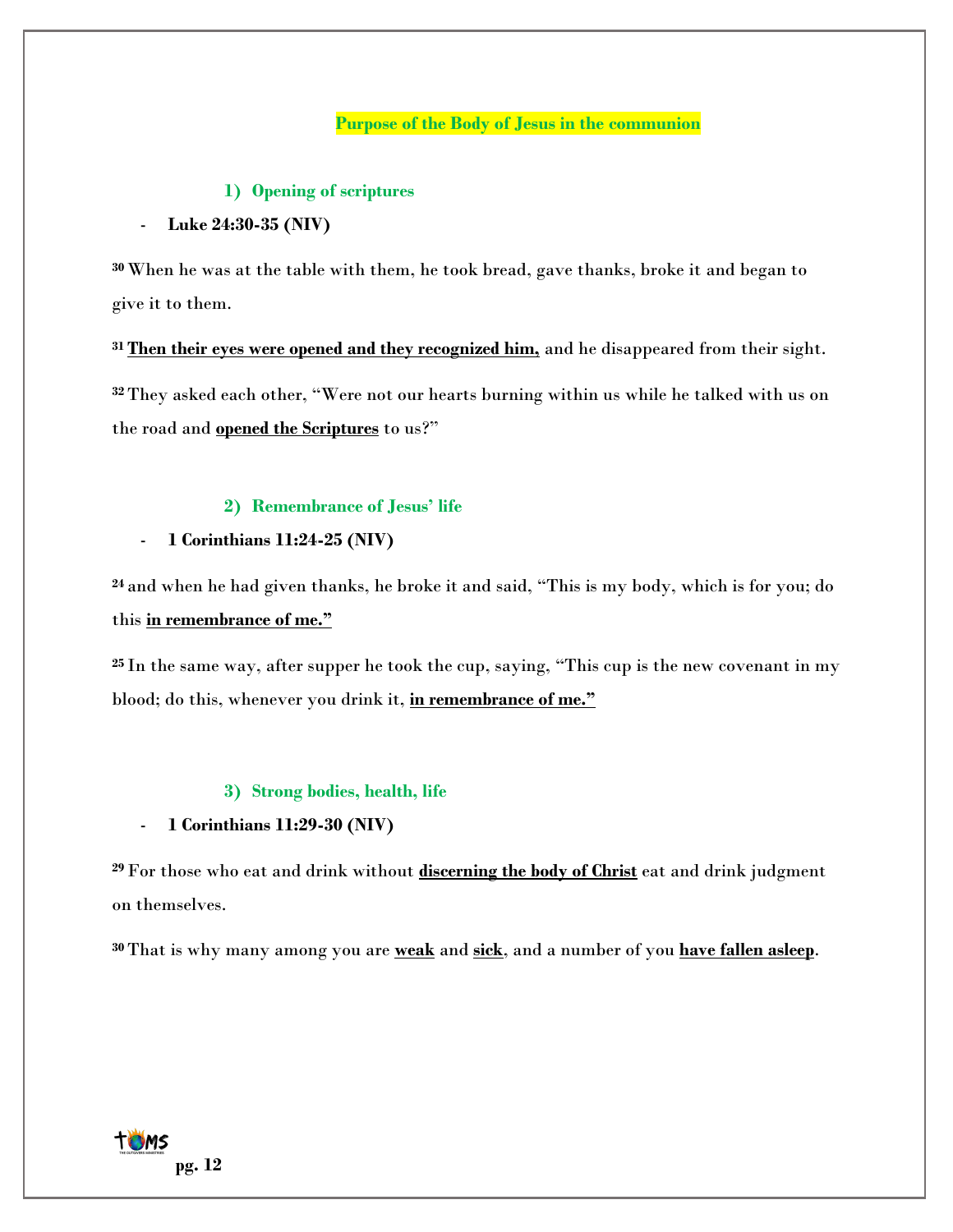## Purpose of the Body of Jesus in the communion

### 1) Opening of scriptures

- **Luke 24:30-35 (NIV)**

30 When he was at the table with them, he took bread, gave thanks, broke it and began to give it to them.

31 **Then their eyes were opened and they recognized him,** and he disappeared from their sight.

32 They asked each other, "Were not our hearts burning within us while he talked with us on the road and **opened the Scriptures** to us?"

### 2) Remembrance of Jesus' life

- **1 Corinthians 11:24-25 (NIV)**

24 and when he had given thanks, he broke it and said, "This is my body, which is for you; do this **in remembrance of me."**

25 In the same way, after supper he took the cup, saying, "This cup is the new covenant in my blood; do this, whenever you drink it, **in remembrance of me."**

### 3) Strong bodies, health, life

- **1 Corinthians 11:29-30 (NIV)**

29 For those who eat and drink without **discerning the body of Christ** eat and drink judgment on themselves.

30 That is why many among you are **weak** and **sick**, and a number of you **have fallen asleep**.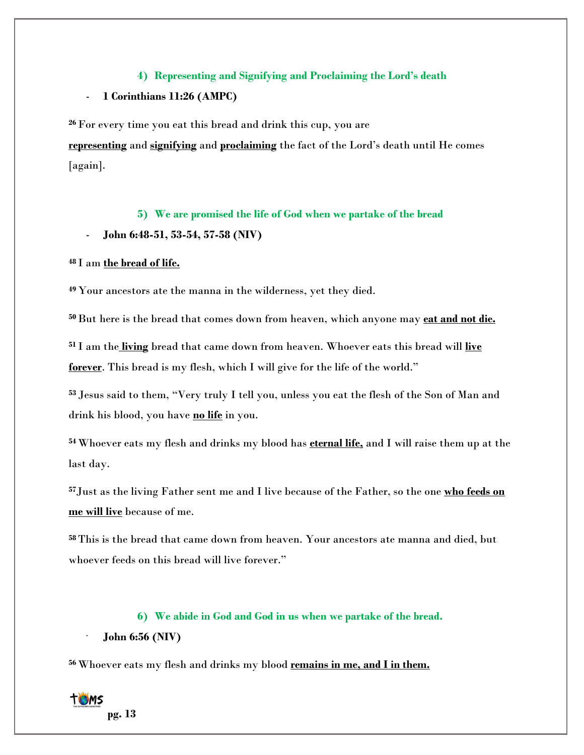### 4) Representing and Signifying and Proclaiming the Lord's death

- **1 Corinthians 11:26 (AMPC)**

**26** For every time you eat this bread and drink this cup, you are **representing** and **signifying** and **proclaiming** the fact of the Lord's death until He comes [again].

### 5) We are promised the life of God when we partake of the bread

- **John 6:48-51, 53-54, 57-58 (NIV)**

**48** I am **the bread of life.**

**49** Your ancestors ate the manna in the wilderness, yet they died.

**50** But here is the bread that comes down from heaven, which anyone may **eat and not die.**

**51** I am the **living** bread that came down from heaven. Whoever eats this bread will **live forever**. This bread is my flesh, which I will give for the life of the world."

**53** Jesus said to them, "Very truly I tell you, unless you eat the flesh of the Son of Man and drink his blood, you have **no life** in you.

**54** Whoever eats my flesh and drinks my blood has **eternal life,** and I will raise them up at the last day.

**57** Just as the living Father sent me and I live because of the Father, so the one **who feeds on me will live** because of me.

**58** This is the bread that came down from heaven. Your ancestors ate manna and died, but whoever feeds on this bread will live forever."

### 6) We abide in God and God in us when we partake of the bread.

- **John 6:56 (NIV)**

**56** Whoever eats my flesh and drinks my blood **remains in me, and I in them.**